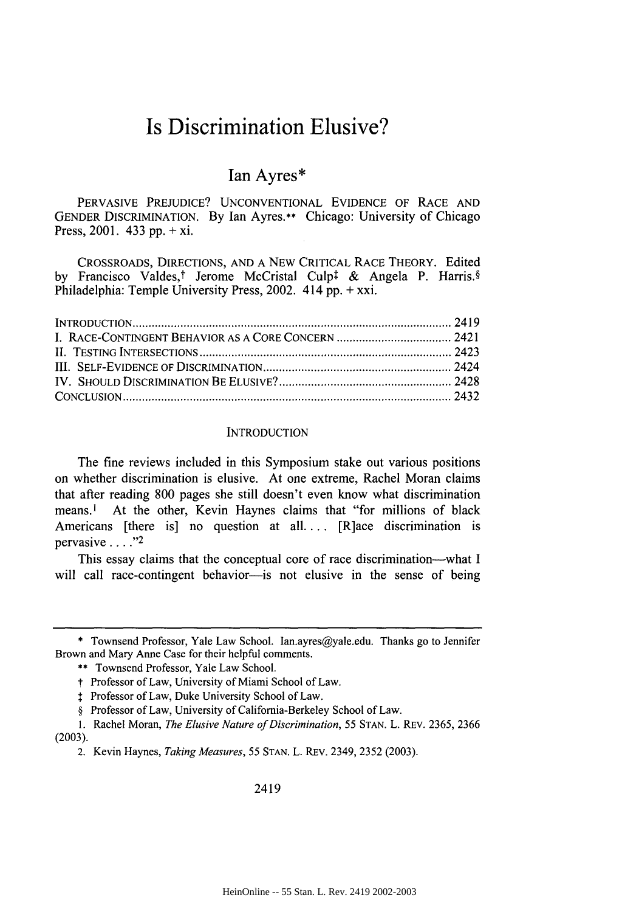# Is Discrimination Elusive?

## Ian Ayres*

PERVASIVE PREJUDICE? UNCONVENTIONAL EVIDENCE OF RACE AND GENDER DISCRIMINATION. By Ian Ayres.** Chicago: University of Chicago Press, 2001. 433 pp. + xi.

CROSSROADS, DIRECTIONS, AND A NEW CRITICAL RACE THEORY. Edited by Francisco Valdes,† Jerome McCristal Culp‡ & Angela P. Harris.§ Philadelphia: Temple University Press, 2002. 414 pp. + xxi.

INTRODUCTION .......... 2419
I. RACE-CONTINGENT BEHAVIOR AS A CORE CONCERN .......... 2421
II. TESTING INTERSECTIONS .......... 2423
III. SELF-EVIDENCE OF DISCRIMINATION .......... 2424
IV. SHOULD DISCRIMINATION BE ELUSIVE? .......... 2428
CONCLUSION .......... 2432

### INTRODUCTION

The fine reviews included in this Symposium stake out various positions on whether discrimination is elusive. At one extreme, Rachel Moran claims that after reading 800 pages she still doesn't even know what discrimination means.[1] At the other, Kevin Haynes claims that "for millions of black Americans [there is] no question at all. . . . [R]ace discrimination is pervasive . . . ."[2]

This essay claims that the conceptual core of race discrimination—what I will call race-contingent behavior—is not elusive in the sense of being

---

\* Townsend Professor, Yale Law School. Ian.ayres@yale.edu. Thanks go to Jennifer Brown and Mary Anne Case for their helpful comments.

** Townsend Professor, Yale Law School.

† Professor of Law, University of Miami School of Law.

‡ Professor of Law, Duke University School of Law.

§ Professor of Law, University of California-Berkeley School of Law.

1. Rachel Moran, *The Elusive Nature of Discrimination*, 55 STAN. L. REV. 2365, 2366 (2003).

2. Kevin Haynes, *Taking Measures*, 55 STAN. L. REV. 2349, 2352 (2003).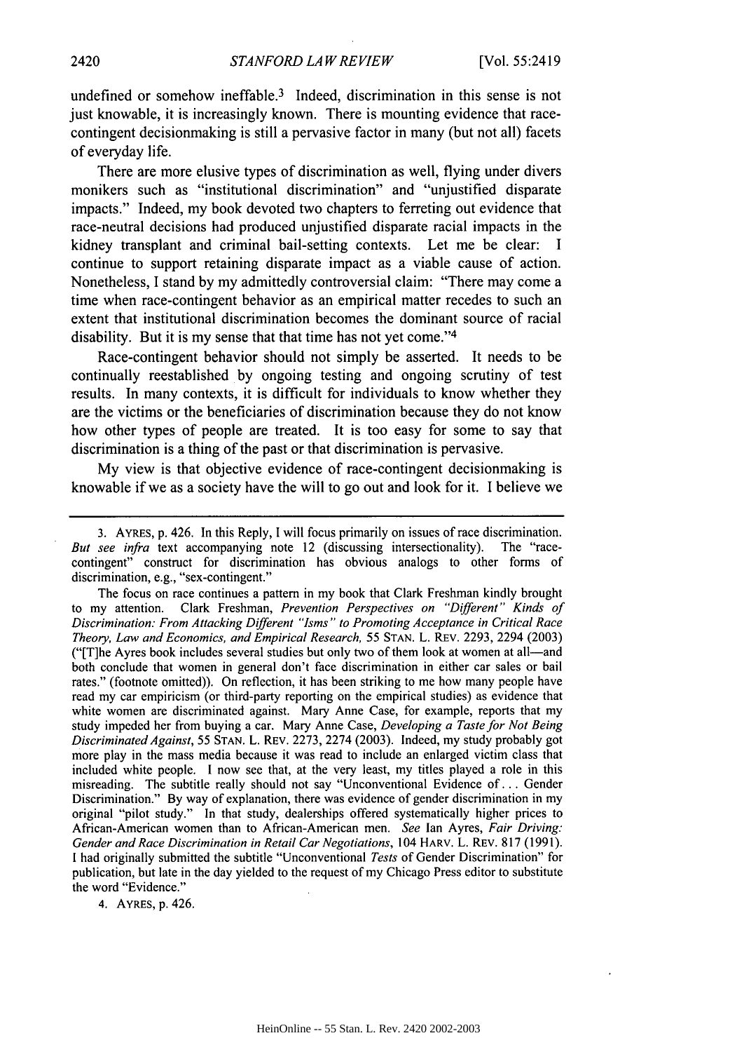undefined or somehow ineffable.[3] Indeed, discrimination in this sense is not just knowable, it is increasingly known. There is mounting evidence that race-contingent decisionmaking is still a pervasive factor in many (but not all) facets of everyday life.

There are more elusive types of discrimination as well, flying under divers monikers such as "institutional discrimination" and "unjustified disparate impacts." Indeed, my book devoted two chapters to ferreting out evidence that race-neutral decisions had produced unjustified disparate racial impacts in the kidney transplant and criminal bail-setting contexts. Let me be clear: I continue to support retaining disparate impact as a viable cause of action. Nonetheless, I stand by my admittedly controversial claim: "There may come a time when race-contingent behavior as an empirical matter recedes to such an extent that institutional discrimination becomes the dominant source of racial disability. But it is my sense that that time has not yet come."[4]

Race-contingent behavior should not simply be asserted. It needs to be continually reestablished by ongoing testing and ongoing scrutiny of test results. In many contexts, it is difficult for individuals to know whether they are the victims or the beneficiaries of discrimination because they do not know how other types of people are treated. It is too easy for some to say that discrimination is a thing of the past or that discrimination is pervasive.

My view is that objective evidence of race-contingent decisionmaking is knowable if we as a society have the will to go out and look for it. I believe we

---

3. AYRES, p. 426. In this Reply, I will focus primarily on issues of race discrimination. *But see infra* text accompanying note 12 (discussing intersectionality). The "race-contingent" construct for discrimination has obvious analogs to other forms of discrimination, e.g., "sex-contingent."

The focus on race continues a pattern in my book that Clark Freshman kindly brought to my attention. Clark Freshman, *Prevention Perspectives on "Different" Kinds of Discrimination: From Attacking Different "Isms" to Promoting Acceptance in Critical Race Theory, Law and Economics, and Empirical Research*, 55 STAN. L. REV. 2293, 2294 (2003) ("[T]he Ayres book includes several studies but only two of them look at women at all—and both conclude that women in general don't face discrimination in either car sales or bail rates." (footnote omitted)). On reflection, it has been striking to me how many people have read my car empiricism (or third-party reporting on the empirical studies) as evidence that white women are discriminated against. Mary Anne Case, for example, reports that my study impeded her from buying a car. Mary Anne Case, *Developing a Taste for Not Being Discriminated Against*, 55 STAN. L. REV. 2273, 2274 (2003). Indeed, my study probably got more play in the mass media because it was read to include an enlarged victim class that included white people. I now see that, at the very least, my titles played a role in this misreading. The subtitle really should not say "Unconventional Evidence of . . . Gender Discrimination." By way of explanation, there was evidence of gender discrimination in my original "pilot study." In that study, dealerships offered systematically higher prices to African-American women than to African-American men. *See* Ian Ayres, *Fair Driving: Gender and Race Discrimination in Retail Car Negotiations*, 104 HARV. L. REV. 817 (1991). I had originally submitted the subtitle "Unconventional *Tests* of Gender Discrimination" for publication, but late in the day yielded to the request of my Chicago Press editor to substitute the word "Evidence."

4. AYRES, p. 426.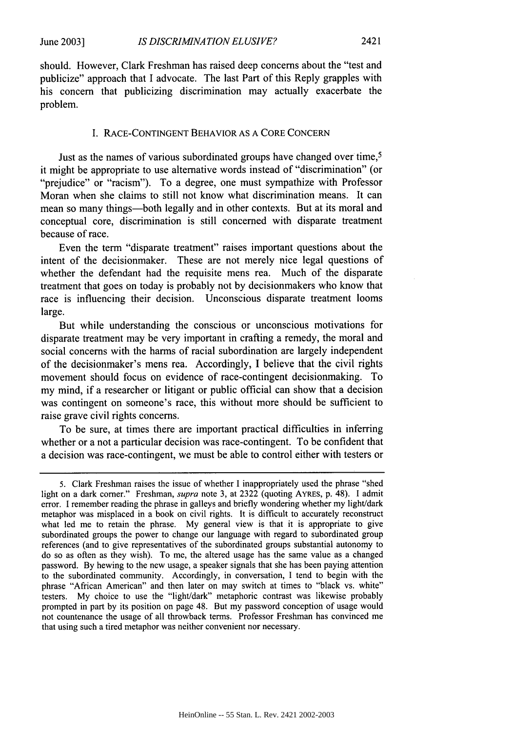should. However, Clark Freshman has raised deep concerns about the "test and publicize" approach that I advocate. The last Part of this Reply grapples with his concern that publicizing discrimination may actually exacerbate the problem.

## I. RACE-CONTINGENT BEHAVIOR AS A CORE CONCERN

Just as the names of various subordinated groups have changed over time,[5] it might be appropriate to use alternative words instead of "discrimination" (or "prejudice" or "racism"). To a degree, one must sympathize with Professor Moran when she claims to still not know what discrimination means. It can mean so many things—both legally and in other contexts. But at its moral and conceptual core, discrimination is still concerned with disparate treatment because of race.

Even the term "disparate treatment" raises important questions about the intent of the decisionmaker. These are not merely nice legal questions of whether the defendant had the requisite mens rea. Much of the disparate treatment that goes on today is probably not by decisionmakers who know that race is influencing their decision. Unconscious disparate treatment looms large.

But while understanding the conscious or unconscious motivations for disparate treatment may be very important in crafting a remedy, the moral and social concerns with the harms of racial subordination are largely independent of the decisionmaker's mens rea. Accordingly, I believe that the civil rights movement should focus on evidence of race-contingent decisionmaking. To my mind, if a researcher or litigant or public official can show that a decision was contingent on someone's race, this without more should be sufficient to raise grave civil rights concerns.

To be sure, at times there are important practical difficulties in inferring whether or a not a particular decision was race-contingent. To be confident that a decision was race-contingent, we must be able to control either with testers or

---

5. Clark Freshman raises the issue of whether I inappropriately used the phrase "shed light on a dark corner." Freshman, *supra* note 3, at 2322 (quoting AYRES, p. 48). I admit error. I remember reading the phrase in galleys and briefly wondering whether my light/dark metaphor was misplaced in a book on civil rights. It is difficult to accurately reconstruct what led me to retain the phrase. My general view is that it is appropriate to give subordinated groups the power to change our language with regard to subordinated group references (and to give representatives of the subordinated groups substantial autonomy to do so as often as they wish). To me, the altered usage has the same value as a changed password. By hewing to the new usage, a speaker signals that she has been paying attention to the subordinated community. Accordingly, in conversation, I tend to begin with the phrase "African American" and then later on may switch at times to "black vs. white" testers. My choice to use the "light/dark" metaphoric contrast was likewise probably prompted in part by its position on page 48. But my password conception of usage would not countenance the usage of all throwback terms. Professor Freshman has convinced me that using such a tired metaphor was neither convenient nor necessary.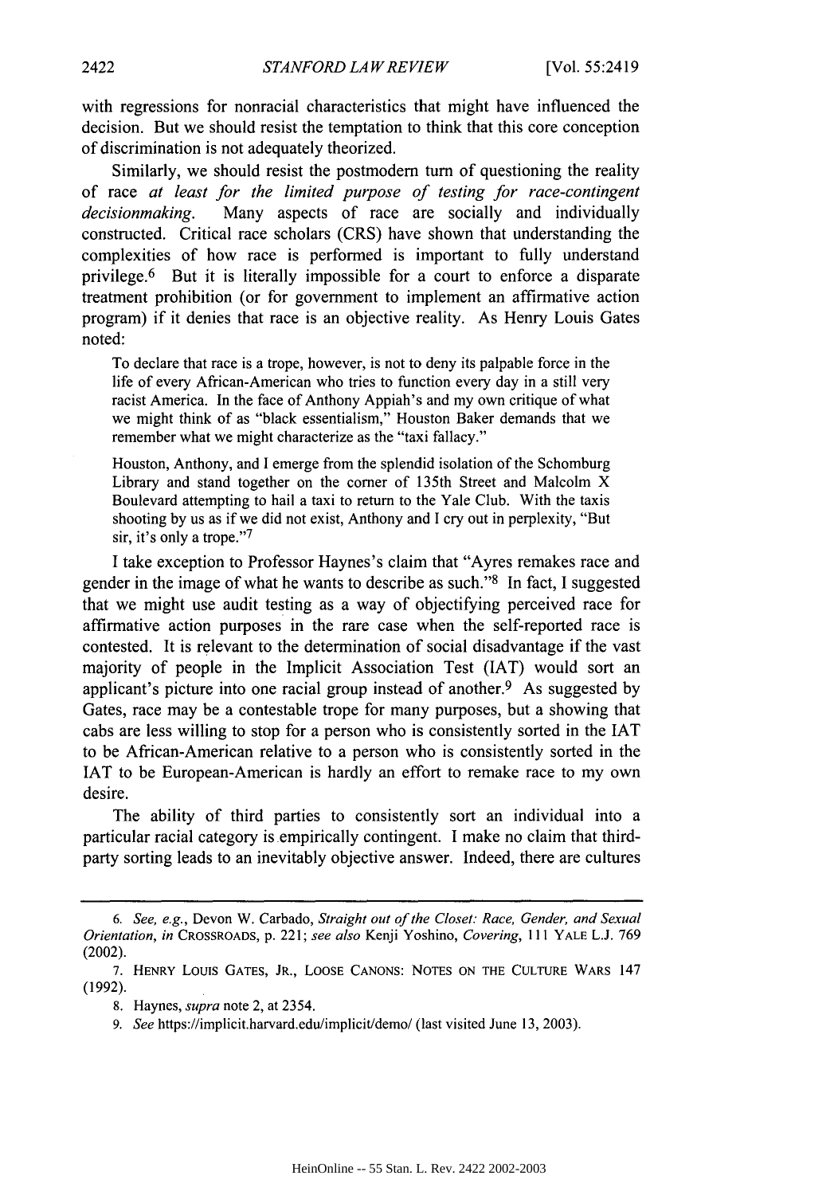with regressions for nonracial characteristics that might have influenced the decision. But we should resist the temptation to think that this core conception of discrimination is not adequately theorized.

Similarly, we should resist the postmodern turn of questioning the reality of race *at least for the limited purpose of testing for race-contingent decisionmaking*. Many aspects of race are socially and individually constructed. Critical race scholars (CRS) have shown that understanding the complexities of how race is performed is important to fully understand privilege.[6] But it is literally impossible for a court to enforce a disparate treatment prohibition (or for government to implement an affirmative action program) if it denies that race is an objective reality. As Henry Louis Gates noted:

> To declare that race is a trope, however, is not to deny its palpable force in the life of every African-American who tries to function every day in a still very racist America. In the face of Anthony Appiah's and my own critique of what we might think of as "black essentialism," Houston Baker demands that we remember what we might characterize as the "taxi fallacy."
>
> Houston, Anthony, and I emerge from the splendid isolation of the Schomburg Library and stand together on the corner of 135th Street and Malcolm X Boulevard attempting to hail a taxi to return to the Yale Club. With the taxis shooting by us as if we did not exist, Anthony and I cry out in perplexity, "But sir, it's only a trope."[7]

I take exception to Professor Haynes's claim that "Ayres remakes race and gender in the image of what he wants to describe as such."[8] In fact, I suggested that we might use audit testing as a way of objectifying perceived race for affirmative action purposes in the rare case when the self-reported race is contested. It is relevant to the determination of social disadvantage if the vast majority of people in the Implicit Association Test (IAT) would sort an applicant's picture into one racial group instead of another.[9] As suggested by Gates, race may be a contestable trope for many purposes, but a showing that cabs are less willing to stop for a person who is consistently sorted in the IAT to be African-American relative to a person who is consistently sorted in the IAT to be European-American is hardly an effort to remake race to my own desire.

The ability of third parties to consistently sort an individual into a particular racial category is empirically contingent. I make no claim that third-party sorting leads to an inevitably objective answer. Indeed, there are cultures

---

6. *See, e.g.*, Devon W. Carbado, *Straight out of the Closet: Race, Gender, and Sexual Orientation*, *in* CROSSROADS, p. 221; *see also* Kenji Yoshino, *Covering*, 111 YALE L.J. 769 (2002).

7. HENRY LOUIS GATES, JR., LOOSE CANONS: NOTES ON THE CULTURE WARS 147 (1992).

8. Haynes, *supra* note 2, at 2354.

9. *See* https://implicit.harvard.edu/implicit/demo/ (last visited June 13, 2003).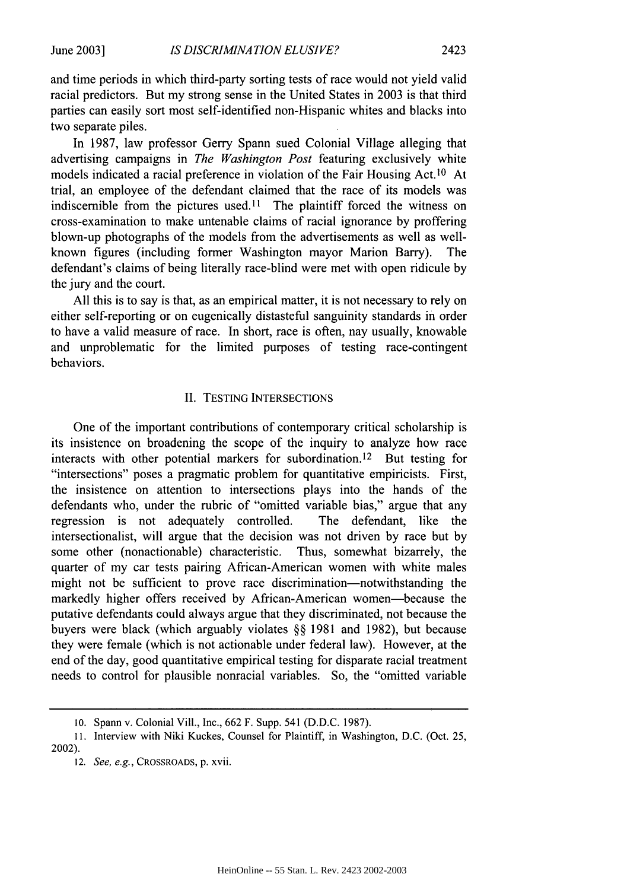and time periods in which third-party sorting tests of race would not yield valid racial predictors. But my strong sense in the United States in 2003 is that third parties can easily sort most self-identified non-Hispanic whites and blacks into two separate piles.

In 1987, law professor Gerry Spann sued Colonial Village alleging that advertising campaigns in *The Washington Post* featuring exclusively white models indicated a racial preference in violation of the Fair Housing Act.[10] At trial, an employee of the defendant claimed that the race of its models was indiscernible from the pictures used.[11] The plaintiff forced the witness on cross-examination to make untenable claims of racial ignorance by proffering blown-up photographs of the models from the advertisements as well as well-known figures (including former Washington mayor Marion Barry). The defendant's claims of being literally race-blind were met with open ridicule by the jury and the court.

All this is to say is that, as an empirical matter, it is not necessary to rely on either self-reporting or on eugenically distasteful sanguinity standards in order to have a valid measure of race. In short, race is often, nay usually, knowable and unproblematic for the limited purposes of testing race-contingent behaviors.

## II. TESTING INTERSECTIONS

One of the important contributions of contemporary critical scholarship is its insistence on broadening the scope of the inquiry to analyze how race interacts with other potential markers for subordination.[12] But testing for "intersections" poses a pragmatic problem for quantitative empiricists. First, the insistence on attention to intersections plays into the hands of the defendants who, under the rubric of "omitted variable bias," argue that any regression is not adequately controlled. The defendant, like the intersectionalist, will argue that the decision was not driven by race but by some other (nonactionable) characteristic. Thus, somewhat bizarrely, the quarter of my car tests pairing African-American women with white males might not be sufficient to prove race discrimination—notwithstanding the markedly higher offers received by African-American women—because the putative defendants could always argue that they discriminated, not because the buyers were black (which arguably violates §§ 1981 and 1982), but because they were female (which is not actionable under federal law). However, at the end of the day, good quantitative empirical testing for disparate racial treatment needs to control for plausible nonracial variables. So, the "omitted variable

---

10. Spann v. Colonial Vill., Inc., 662 F. Supp. 541 (D.D.C. 1987).

11. Interview with Niki Kuckes, Counsel for Plaintiff, in Washington, D.C. (Oct. 25, 2002).

12. *See, e.g.*, CROSSROADS, p. xvii.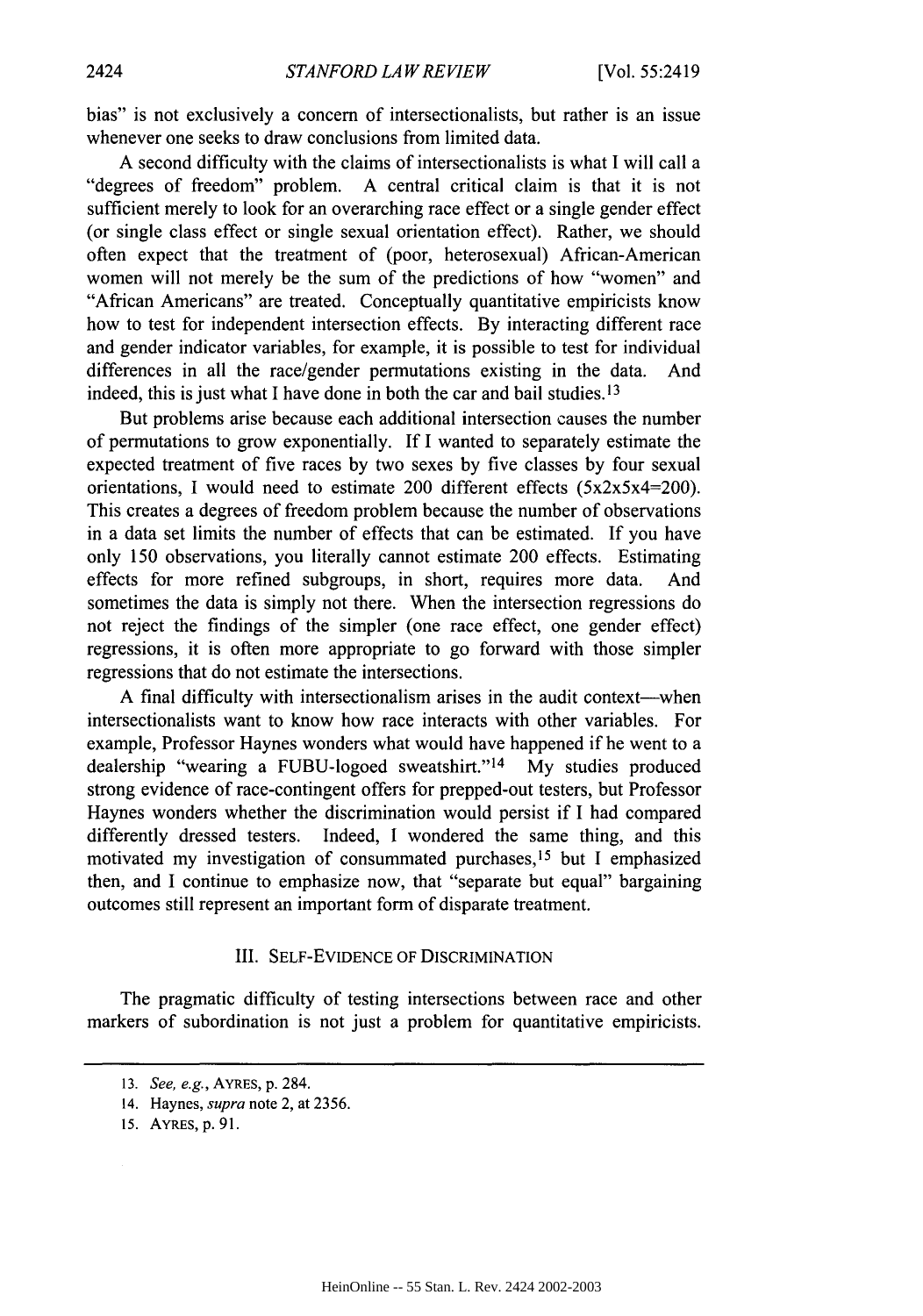bias" is not exclusively a concern of intersectionalists, but rather is an issue whenever one seeks to draw conclusions from limited data.

A second difficulty with the claims of intersectionalists is what I will call a "degrees of freedom" problem. A central critical claim is that it is not sufficient merely to look for an overarching race effect or a single gender effect (or single class effect or single sexual orientation effect). Rather, we should often expect that the treatment of (poor, heterosexual) African-American women will not merely be the sum of the predictions of how "women" and "African Americans" are treated. Conceptually quantitative empiricists know how to test for independent intersection effects. By interacting different race and gender indicator variables, for example, it is possible to test for individual differences in all the race/gender permutations existing in the data. And indeed, this is just what I have done in both the car and bail studies.[13]

But problems arise because each additional intersection causes the number of permutations to grow exponentially. If I wanted to separately estimate the expected treatment of five races by two sexes by five classes by four sexual orientations, I would need to estimate 200 different effects (5x2x5x4=200). This creates a degrees of freedom problem because the number of observations in a data set limits the number of effects that can be estimated. If you have only 150 observations, you literally cannot estimate 200 effects. Estimating effects for more refined subgroups, in short, requires more data. And sometimes the data is simply not there. When the intersection regressions do not reject the findings of the simpler (one race effect, one gender effect) regressions, it is often more appropriate to go forward with those simpler regressions that do not estimate the intersections.

A final difficulty with intersectionalism arises in the audit context—when intersectionalists want to know how race interacts with other variables. For example, Professor Haynes wonders what would have happened if he went to a dealership "wearing a FUBU-logoed sweatshirt."[14] My studies produced strong evidence of race-contingent offers for prepped-out testers, but Professor Haynes wonders whether the discrimination would persist if I had compared differently dressed testers. Indeed, I wondered the same thing, and this motivated my investigation of consummated purchases,[15] but I emphasized then, and I continue to emphasize now, that "separate but equal" bargaining outcomes still represent an important form of disparate treatment.

## III. SELF-EVIDENCE OF DISCRIMINATION

The pragmatic difficulty of testing intersections between race and other markers of subordination is not just a problem for quantitative empiricists.

---

13. *See, e.g.*, AYRES, p. 284.

14. Haynes, *supra* note 2, at 2356.

15. AYRES, p. 91.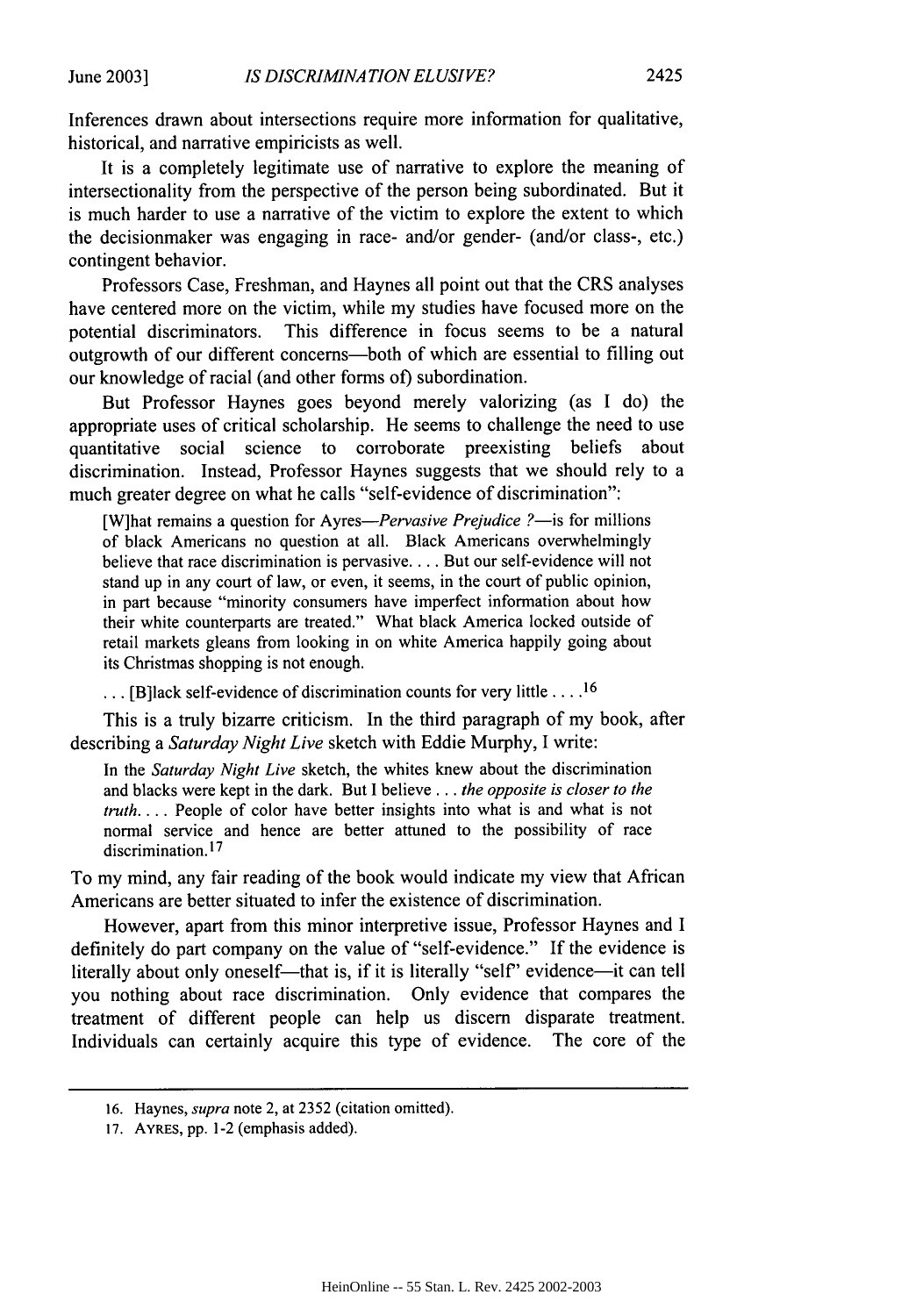Inferences drawn about intersections require more information for qualitative, historical, and narrative empiricists as well.

It is a completely legitimate use of narrative to explore the meaning of intersectionality from the perspective of the person being subordinated. But it is much harder to use a narrative of the victim to explore the extent to which the decisionmaker was engaging in race- and/or gender- (and/or class-, etc.) contingent behavior.

Professors Case, Freshman, and Haynes all point out that the CRS analyses have centered more on the victim, while my studies have focused more on the potential discriminators. This difference in focus seems to be a natural outgrowth of our different concerns—both of which are essential to filling out our knowledge of racial (and other forms of) subordination.

But Professor Haynes goes beyond merely valorizing (as I do) the appropriate uses of critical scholarship. He seems to challenge the need to use quantitative social science to corroborate preexisting beliefs about discrimination. Instead, Professor Haynes suggests that we should rely to a much greater degree on what he calls "self-evidence of discrimination":

> [W]hat remains a question for Ayres—*Pervasive Prejudice ?*—is for millions of black Americans no question at all. Black Americans overwhelmingly believe that race discrimination is pervasive. . . . But our self-evidence will not stand up in any court of law, or even, it seems, in the court of public opinion, in part because "minority consumers have imperfect information about how their white counterparts are treated." What black America locked outside of retail markets gleans from looking in on white America happily going about its Christmas shopping is not enough.
>
> . . . [B]lack self-evidence of discrimination counts for very little . . . .[16]

This is a truly bizarre criticism. In the third paragraph of my book, after describing a *Saturday Night Live* sketch with Eddie Murphy, I write:

> In the *Saturday Night Live* sketch, the whites knew about the discrimination and blacks were kept in the dark. But I believe . . . *the opposite is closer to the truth*. . . . People of color have better insights into what is and what is not normal service and hence are better attuned to the possibility of race discrimination.[17]

To my mind, any fair reading of the book would indicate my view that African Americans are better situated to infer the existence of discrimination.

However, apart from this minor interpretive issue, Professor Haynes and I definitely do part company on the value of "self-evidence." If the evidence is literally about only oneself—that is, if it is literally "self" evidence—it can tell you nothing about race discrimination. Only evidence that compares the treatment of different people can help us discern disparate treatment. Individuals can certainly acquire this type of evidence. The core of the

---

16. Haynes, *supra* note 2, at 2352 (citation omitted).

17. AYRES, pp. 1-2 (emphasis added).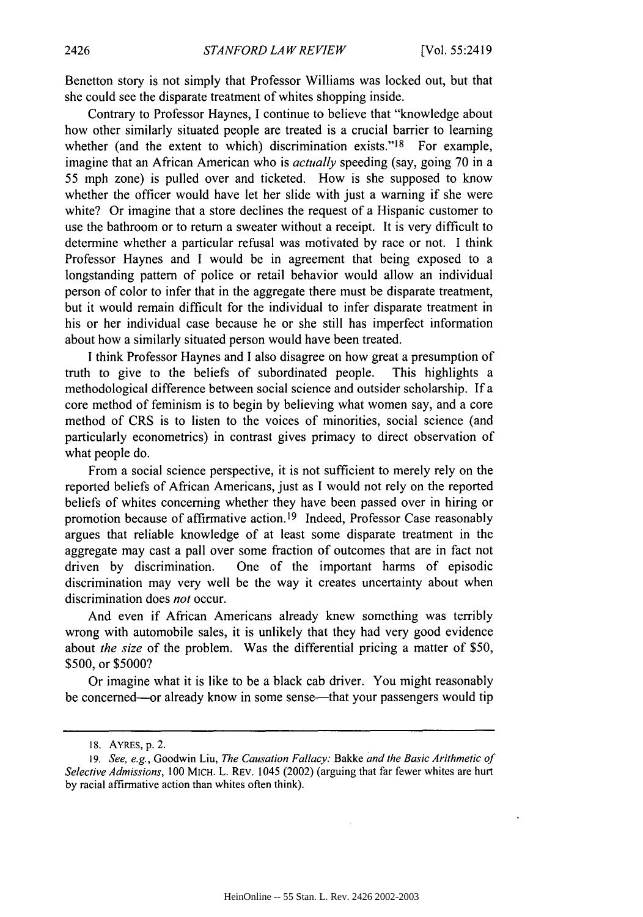Benetton story is not simply that Professor Williams was locked out, but that she could see the disparate treatment of whites shopping inside.

Contrary to Professor Haynes, I continue to believe that "knowledge about how other similarly situated people are treated is a crucial barrier to learning whether (and the extent to which) discrimination exists."[18] For example, imagine that an African American who is *actually* speeding (say, going 70 in a 55 mph zone) is pulled over and ticketed. How is she supposed to know whether the officer would have let her slide with just a warning if she were white? Or imagine that a store declines the request of a Hispanic customer to use the bathroom or to return a sweater without a receipt. It is very difficult to determine whether a particular refusal was motivated by race or not. I think Professor Haynes and I would be in agreement that being exposed to a longstanding pattern of police or retail behavior would allow an individual person of color to infer that in the aggregate there must be disparate treatment, but it would remain difficult for the individual to infer disparate treatment in his or her individual case because he or she still has imperfect information about how a similarly situated person would have been treated.

I think Professor Haynes and I also disagree on how great a presumption of truth to give to the beliefs of subordinated people. This highlights a methodological difference between social science and outsider scholarship. If a core method of feminism is to begin by believing what women say, and a core method of CRS is to listen to the voices of minorities, social science (and particularly econometrics) in contrast gives primacy to direct observation of what people do.

From a social science perspective, it is not sufficient to merely rely on the reported beliefs of African Americans, just as I would not rely on the reported beliefs of whites concerning whether they have been passed over in hiring or promotion because of affirmative action.[19] Indeed, Professor Case reasonably argues that reliable knowledge of at least some disparate treatment in the aggregate may cast a pall over some fraction of outcomes that are in fact not driven by discrimination. One of the important harms of episodic discrimination may very well be the way it creates uncertainty about when discrimination does *not* occur.

And even if African Americans already knew something was terribly wrong with automobile sales, it is unlikely that they had very good evidence about *the size* of the problem. Was the differential pricing a matter of $50, $500, or $5000?

Or imagine what it is like to be a black cab driver. You might reasonably be concerned—or already know in some sense—that your passengers would tip

---

18. AYRES, p. 2.

19. *See, e.g.*, Goodwin Liu, *The Causation Fallacy:* Bakke *and the Basic Arithmetic of Selective Admissions*, 100 MICH. L. REV. 1045 (2002) (arguing that far fewer whites are hurt by racial affirmative action than whites often think).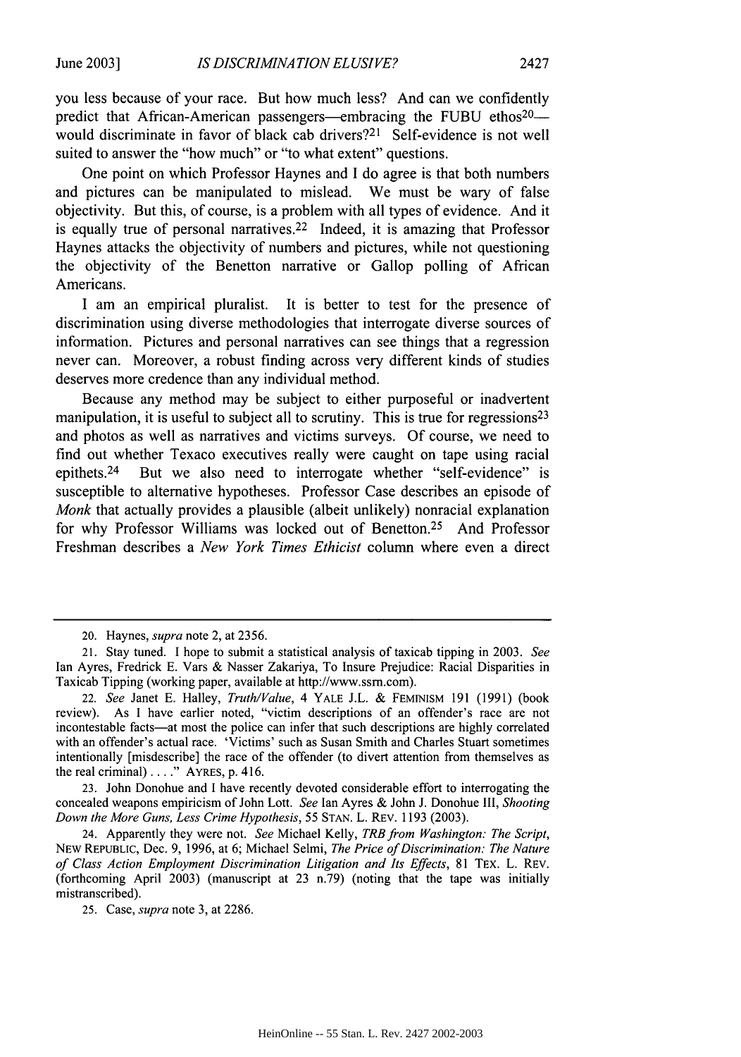you less because of your race. But how much less? And can we confidently predict that African-American passengers—embracing the FUBU ethos[20]—would discriminate in favor of black cab drivers?[21] Self-evidence is not well suited to answer the "how much" or "to what extent" questions.

One point on which Professor Haynes and I do agree is that both numbers and pictures can be manipulated to mislead. We must be wary of false objectivity. But this, of course, is a problem with all types of evidence. And it is equally true of personal narratives.[22] Indeed, it is amazing that Professor Haynes attacks the objectivity of numbers and pictures, while not questioning the objectivity of the Benetton narrative or Gallop polling of African Americans.

I am an empirical pluralist. It is better to test for the presence of discrimination using diverse methodologies that interrogate diverse sources of information. Pictures and personal narratives can see things that a regression never can. Moreover, a robust finding across very different kinds of studies deserves more credence than any individual method.

Because any method may be subject to either purposeful or inadvertent manipulation, it is useful to subject all to scrutiny. This is true for regressions[23] and photos as well as narratives and victims surveys. Of course, we need to find out whether Texaco executives really were caught on tape using racial epithets.[24] But we also need to interrogate whether "self-evidence" is susceptible to alternative hypotheses. Professor Case describes an episode of *Monk* that actually provides a plausible (albeit unlikely) nonracial explanation for why Professor Williams was locked out of Benetton.[25] And Professor Freshman describes a *New York Times Ethicist* column where even a direct

---

20. Haynes, *supra* note 2, at 2356.

21. Stay tuned. I hope to submit a statistical analysis of taxicab tipping in 2003. *See* Ian Ayres, Fredrick E. Vars & Nasser Zakariya, To Insure Prejudice: Racial Disparities in Taxicab Tipping (working paper, available at http://www.ssrn.com).

22. *See* Janet E. Halley, *Truth/Value*, 4 YALE J.L. & FEMINISM 191 (1991) (book review). As I have earlier noted, "victim descriptions of an offender's race are not incontestable facts—at most the police can infer that such descriptions are highly correlated with an offender's actual race. 'Victims' such as Susan Smith and Charles Stuart sometimes intentionally [misdescribe] the race of the offender (to divert attention from themselves as the real criminal) . . . ." AYRES, p. 416.

23. John Donohue and I have recently devoted considerable effort to interrogating the concealed weapons empiricism of John Lott. *See* Ian Ayres & John J. Donohue III, *Shooting Down the More Guns, Less Crime Hypothesis*, 55 STAN. L. REV. 1193 (2003).

24. Apparently they were not. *See* Michael Kelly, *TRB from Washington: The Script*, NEW REPUBLIC, Dec. 9, 1996, at 6; Michael Selmi, *The Price of Discrimination: The Nature of Class Action Employment Discrimination Litigation and Its Effects*, 81 TEX. L. REV. (forthcoming April 2003) (manuscript at 23 n.79) (noting that the tape was initially mistranscribed).

25. Case, *supra* note 3, at 2286.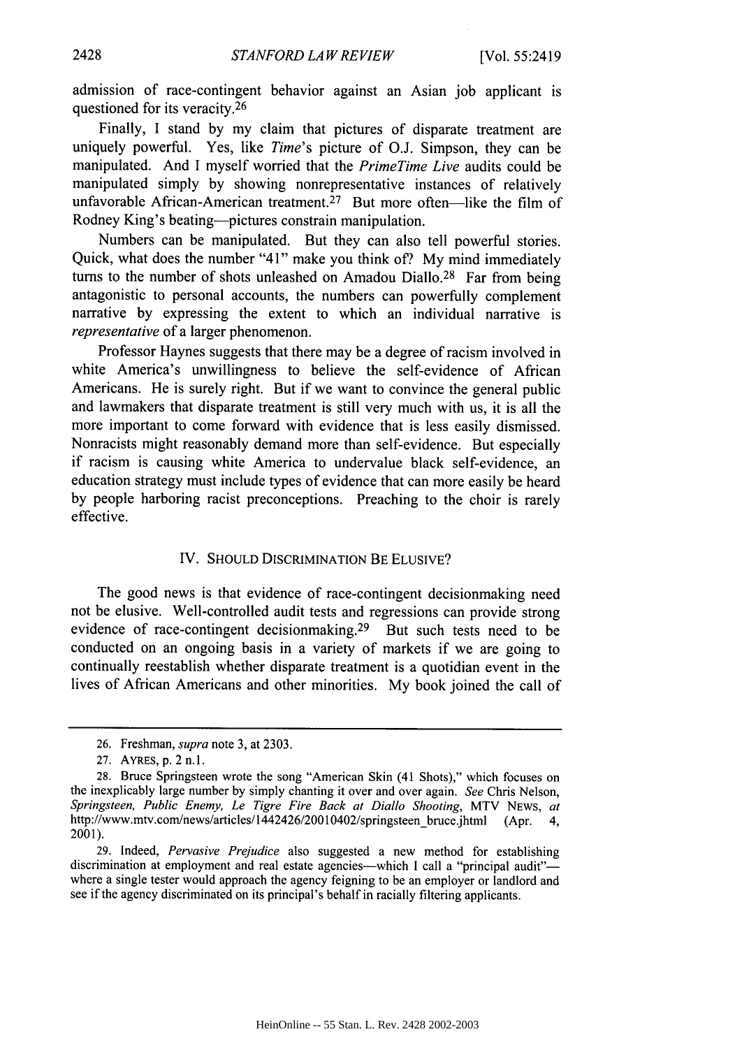admission of race-contingent behavior against an Asian job applicant is questioned for its veracity.[26]

Finally, I stand by my claim that pictures of disparate treatment are uniquely powerful. Yes, like *Time*'s picture of O.J. Simpson, they can be manipulated. And I myself worried that the *PrimeTime Live* audits could be manipulated simply by showing nonrepresentative instances of relatively unfavorable African-American treatment.[27] But more often—like the film of Rodney King's beating—pictures constrain manipulation.

Numbers can be manipulated. But they can also tell powerful stories. Quick, what does the number "41" make you think of? My mind immediately turns to the number of shots unleashed on Amadou Diallo.[28] Far from being antagonistic to personal accounts, the numbers can powerfully complement narrative by expressing the extent to which an individual narrative is *representative* of a larger phenomenon.

Professor Haynes suggests that there may be a degree of racism involved in white America's unwillingness to believe the self-evidence of African Americans. He is surely right. But if we want to convince the general public and lawmakers that disparate treatment is still very much with us, it is all the more important to come forward with evidence that is less easily dismissed. Nonracists might reasonably demand more than self-evidence. But especially if racism is causing white America to undervalue black self-evidence, an education strategy must include types of evidence that can more easily be heard by people harboring racist preconceptions. Preaching to the choir is rarely effective.

## IV. Should Discrimination Be Elusive?

The good news is that evidence of race-contingent decisionmaking need not be elusive. Well-controlled audit tests and regressions can provide strong evidence of race-contingent decisionmaking.[29] But such tests need to be conducted on an ongoing basis in a variety of markets if we are going to continually reestablish whether disparate treatment is a quotidian event in the lives of African Americans and other minorities. My book joined the call of

---

26. Freshman, *supra* note 3, at 2303.

27. AYRES, p. 2 n.1.

28. Bruce Springsteen wrote the song "American Skin (41 Shots)," which focuses on the inexplicably large number by simply chanting it over and over again. *See* Chris Nelson, *Springsteen, Public Enemy, Le Tigre Fire Back at Diallo Shooting*, MTV NEWS, *at* http://www.mtv.com/news/articles/1442426/20010402/springsteen_bruce.jhtml (Apr. 4, 2001).

29. Indeed, *Pervasive Prejudice* also suggested a new method for establishing discrimination at employment and real estate agencies—which I call a "principal audit"—where a single tester would approach the agency feigning to be an employer or landlord and see if the agency discriminated on its principal's behalf in racially filtering applicants.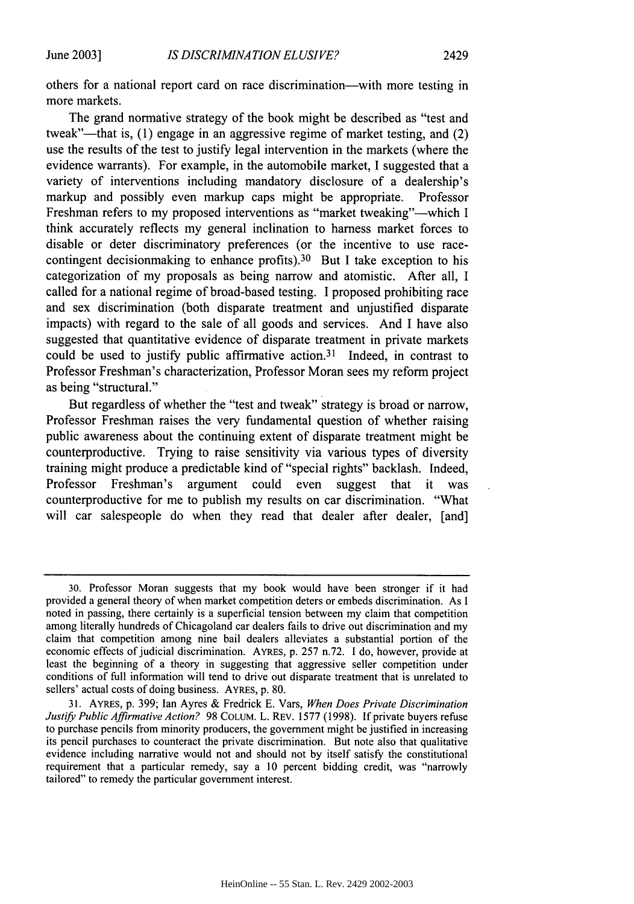others for a national report card on race discrimination—with more testing in more markets.

The grand normative strategy of the book might be described as "test and tweak"—that is, (1) engage in an aggressive regime of market testing, and (2) use the results of the test to justify legal intervention in the markets (where the evidence warrants). For example, in the automobile market, I suggested that a variety of interventions including mandatory disclosure of a dealership's markup and possibly even markup caps might be appropriate. Professor Freshman refers to my proposed interventions as "market tweaking"—which I think accurately reflects my general inclination to harness market forces to disable or deter discriminatory preferences (or the incentive to use race-contingent decisionmaking to enhance profits).[30] But I take exception to his categorization of my proposals as being narrow and atomistic. After all, I called for a national regime of broad-based testing. I proposed prohibiting race and sex discrimination (both disparate treatment and unjustified disparate impacts) with regard to the sale of all goods and services. And I have also suggested that quantitative evidence of disparate treatment in private markets could be used to justify public affirmative action.[31] Indeed, in contrast to Professor Freshman's characterization, Professor Moran sees my reform project as being "structural."

But regardless of whether the "test and tweak" strategy is broad or narrow, Professor Freshman raises the very fundamental question of whether raising public awareness about the continuing extent of disparate treatment might be counterproductive. Trying to raise sensitivity via various types of diversity training might produce a predictable kind of "special rights" backlash. Indeed, Professor Freshman's argument could even suggest that it was counterproductive for me to publish my results on car discrimination. "What will car salespeople do when they read that dealer after dealer, [and]

---

30. Professor Moran suggests that my book would have been stronger if it had provided a general theory of when market competition deters or embeds discrimination. As I noted in passing, there certainly is a superficial tension between my claim that competition among literally hundreds of Chicagoland car dealers fails to drive out discrimination and my claim that competition among nine bail dealers alleviates a substantial portion of the economic effects of judicial discrimination. AYRES, p. 257 n.72. I do, however, provide at least the beginning of a theory in suggesting that aggressive seller competition under conditions of full information will tend to drive out disparate treatment that is unrelated to sellers' actual costs of doing business. AYRES, p. 80.

31. AYRES, p. 399; Ian Ayres & Fredrick E. Vars, *When Does Private Discrimination Justify Public Affirmative Action?* 98 COLUM. L. REV. 1577 (1998). If private buyers refuse to purchase pencils from minority producers, the government might be justified in increasing its pencil purchases to counteract the private discrimination. But note also that qualitative evidence including narrative would not and should not by itself satisfy the constitutional requirement that a particular remedy, say a 10 percent bidding credit, was "narrowly tailored" to remedy the particular government interest.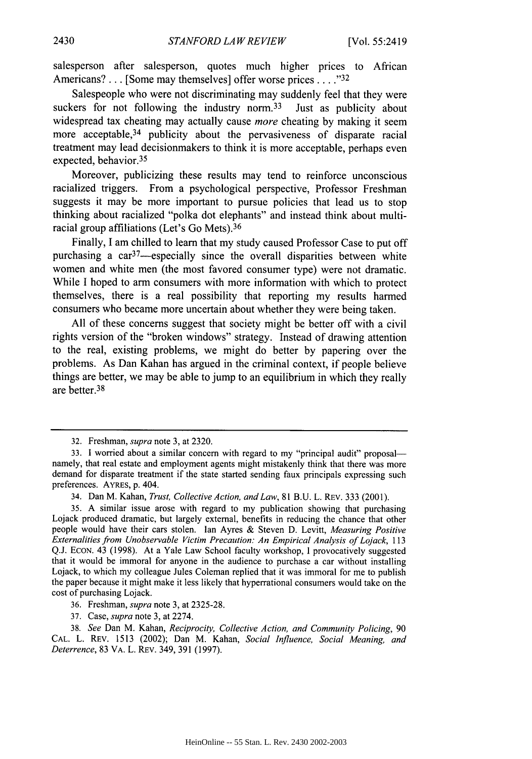salesperson after salesperson, quotes much higher prices to African Americans? . . . [Some may themselves] offer worse prices . . . ."[32]

Salespeople who were not discriminating may suddenly feel that they were suckers for not following the industry norm.[33] Just as publicity about widespread tax cheating may actually cause *more* cheating by making it seem more acceptable,[34] publicity about the pervasiveness of disparate racial treatment may lead decisionmakers to think it is more acceptable, perhaps even expected, behavior.[35]

Moreover, publicizing these results may tend to reinforce unconscious racialized triggers. From a psychological perspective, Professor Freshman suggests it may be more important to pursue policies that lead us to stop thinking about racialized "polka dot elephants" and instead think about multiracial group affiliations (Let's Go Mets).[36]

Finally, I am chilled to learn that my study caused Professor Case to put off purchasing a car[37]—especially since the overall disparities between white women and white men (the most favored consumer type) were not dramatic. While I hoped to arm consumers with more information with which to protect themselves, there is a real possibility that reporting my results harmed consumers who became more uncertain about whether they were being taken.

All of these concerns suggest that society might be better off with a civil rights version of the "broken windows" strategy. Instead of drawing attention to the real, existing problems, we might do better by papering over the problems. As Dan Kahan has argued in the criminal context, if people believe things are better, we may be able to jump to an equilibrium in which they really are better.[38]

---

32. Freshman, *supra* note 3, at 2320.

33. I worried about a similar concern with regard to my "principal audit" proposal—namely, that real estate and employment agents might mistakenly think that there was more demand for disparate treatment if the state started sending faux principals expressing such preferences. AYRES, p. 404.

34. Dan M. Kahan, *Trust, Collective Action, and Law*, 81 B.U. L. REV. 333 (2001).

35. A similar issue arose with regard to my publication showing that purchasing Lojack produced dramatic, but largely external, benefits in reducing the chance that other people would have their cars stolen. Ian Ayres & Steven D. Levitt, *Measuring Positive Externalities from Unobservable Victim Precaution: An Empirical Analysis of Lojack*, 113 Q.J. ECON. 43 (1998). At a Yale Law School faculty workshop, I provocatively suggested that it would be immoral for anyone in the audience to purchase a car without installing Lojack, to which my colleague Jules Coleman replied that it was immoral for me to publish the paper because it might make it less likely that hyperrational consumers would take on the cost of purchasing Lojack.

36. Freshman, *supra* note 3, at 2325-28.

37. Case, *supra* note 3, at 2274.

38. *See* Dan M. Kahan, *Reciprocity, Collective Action, and Community Policing*, 90 CAL. L. REV. 1513 (2002); Dan M. Kahan, *Social Influence, Social Meaning, and Deterrence*, 83 VA. L. REV. 349, 391 (1997).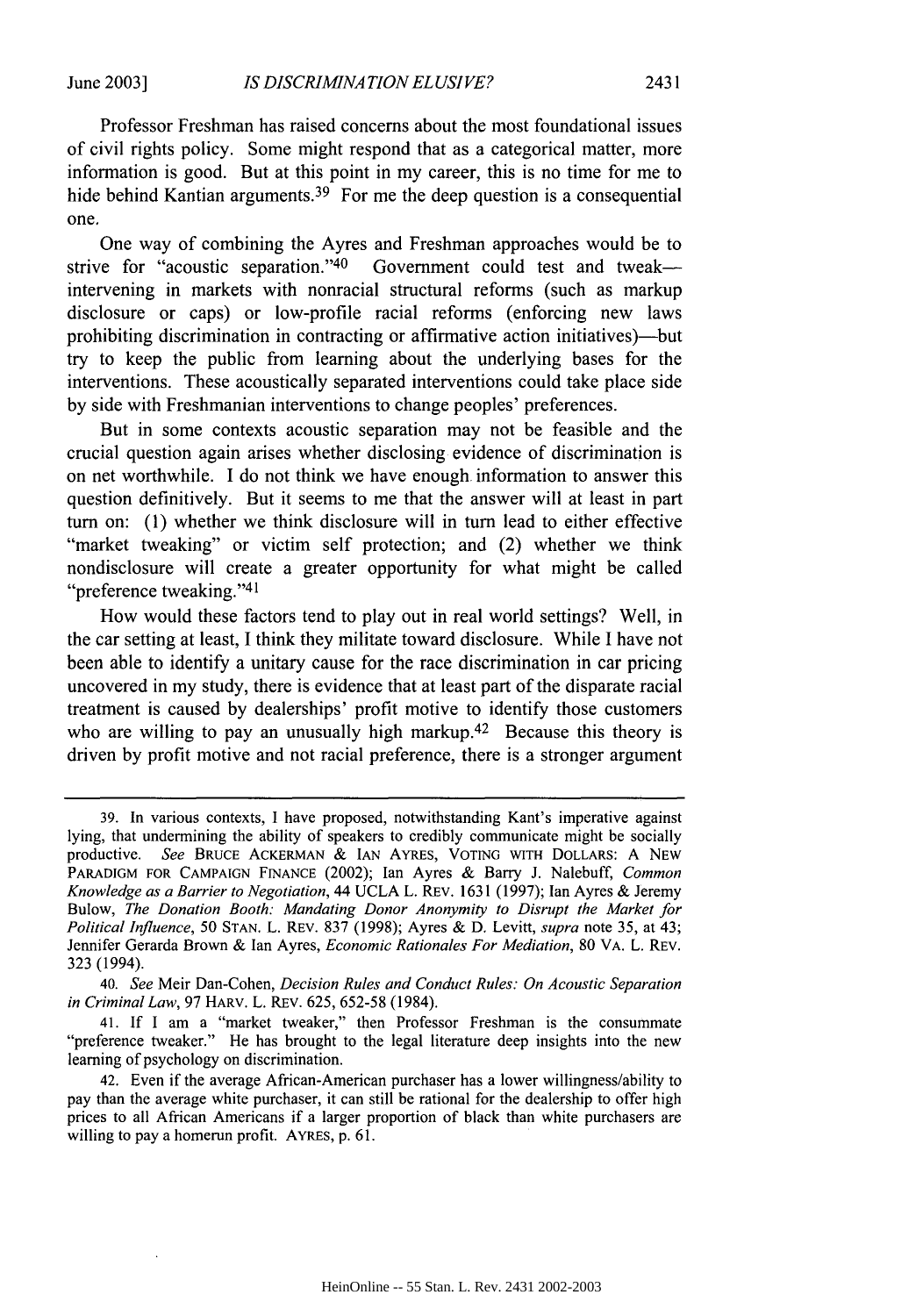Professor Freshman has raised concerns about the most foundational issues of civil rights policy. Some might respond that as a categorical matter, more information is good. But at this point in my career, this is no time for me to hide behind Kantian arguments.[39] For me the deep question is a consequential one.

One way of combining the Ayres and Freshman approaches would be to strive for "acoustic separation."[40] Government could test and tweak—intervening in markets with nonracial structural reforms (such as markup disclosure or caps) or low-profile racial reforms (enforcing new laws prohibiting discrimination in contracting or affirmative action initiatives)—but try to keep the public from learning about the underlying bases for the interventions. These acoustically separated interventions could take place side by side with Freshmanian interventions to change peoples' preferences.

But in some contexts acoustic separation may not be feasible and the crucial question again arises whether disclosing evidence of discrimination is on net worthwhile. I do not think we have enough information to answer this question definitively. But it seems to me that the answer will at least in part turn on: (1) whether we think disclosure will in turn lead to either effective "market tweaking" or victim self protection; and (2) whether we think nondisclosure will create a greater opportunity for what might be called "preference tweaking."[41]

How would these factors tend to play out in real world settings? Well, in the car setting at least, I think they militate toward disclosure. While I have not been able to identify a unitary cause for the race discrimination in car pricing uncovered in my study, there is evidence that at least part of the disparate racial treatment is caused by dealerships' profit motive to identify those customers who are willing to pay an unusually high markup.[42] Because this theory is driven by profit motive and not racial preference, there is a stronger argument

---

39. In various contexts, I have proposed, notwithstanding Kant's imperative against lying, that undermining the ability of speakers to credibly communicate might be socially productive. *See* BRUCE ACKERMAN & IAN AYRES, VOTING WITH DOLLARS: A NEW PARADIGM FOR CAMPAIGN FINANCE (2002); Ian Ayres & Barry J. Nalebuff, *Common Knowledge as a Barrier to Negotiation*, 44 UCLA L. REV. 1631 (1997); Ian Ayres & Jeremy Bulow, *The Donation Booth: Mandating Donor Anonymity to Disrupt the Market for Political Influence*, 50 STAN. L. REV. 837 (1998); Ayres & D. Levitt, *supra* note 35, at 43; Jennifer Gerarda Brown & Ian Ayres, *Economic Rationales For Mediation*, 80 VA. L. REV. 323 (1994).

40. *See* Meir Dan-Cohen, *Decision Rules and Conduct Rules: On Acoustic Separation in Criminal Law*, 97 HARV. L. REV. 625, 652-58 (1984).

41. If I am a "market tweaker," then Professor Freshman is the consummate "preference tweaker." He has brought to the legal literature deep insights into the new learning of psychology on discrimination.

42. Even if the average African-American purchaser has a lower willingness/ability to pay than the average white purchaser, it can still be rational for the dealership to offer high prices to all African Americans if a larger proportion of black than white purchasers are willing to pay a homerun profit. AYRES, p. 61.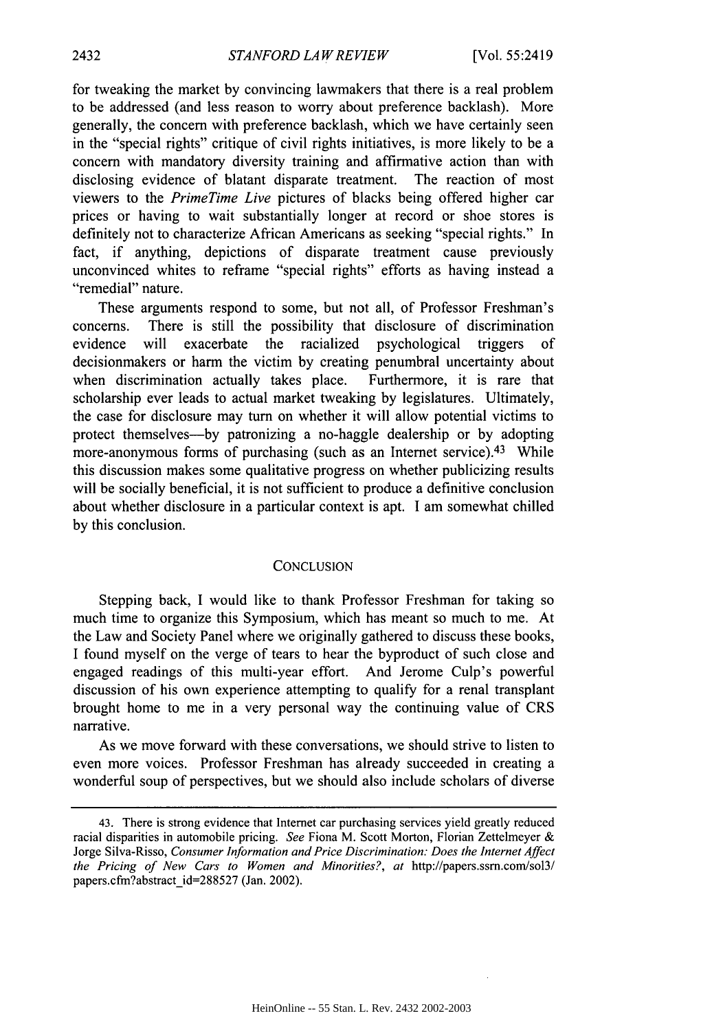for tweaking the market by convincing lawmakers that there is a real problem to be addressed (and less reason to worry about preference backlash). More generally, the concern with preference backlash, which we have certainly seen in the "special rights" critique of civil rights initiatives, is more likely to be a concern with mandatory diversity training and affirmative action than with disclosing evidence of blatant disparate treatment. The reaction of most viewers to the *PrimeTime Live* pictures of blacks being offered higher car prices or having to wait substantially longer at record or shoe stores is definitely not to characterize African Americans as seeking "special rights." In fact, if anything, depictions of disparate treatment cause previously unconvinced whites to reframe "special rights" efforts as having instead a "remedial" nature.

These arguments respond to some, but not all, of Professor Freshman's concerns. There is still the possibility that disclosure of discrimination evidence will exacerbate the racialized psychological triggers of decisionmakers or harm the victim by creating penumbral uncertainty about when discrimination actually takes place. Furthermore, it is rare that scholarship ever leads to actual market tweaking by legislatures. Ultimately, the case for disclosure may turn on whether it will allow potential victims to protect themselves—by patronizing a no-haggle dealership or by adopting more-anonymous forms of purchasing (such as an Internet service).[43] While this discussion makes some qualitative progress on whether publicizing results will be socially beneficial, it is not sufficient to produce a definitive conclusion about whether disclosure in a particular context is apt. I am somewhat chilled by this conclusion.

## CONCLUSION

Stepping back, I would like to thank Professor Freshman for taking so much time to organize this Symposium, which has meant so much to me. At the Law and Society Panel where we originally gathered to discuss these books, I found myself on the verge of tears to hear the byproduct of such close and engaged readings of this multi-year effort. And Jerome Culp's powerful discussion of his own experience attempting to qualify for a renal transplant brought home to me in a very personal way the continuing value of CRS narrative.

As we move forward with these conversations, we should strive to listen to even more voices. Professor Freshman has already succeeded in creating a wonderful soup of perspectives, but we should also include scholars of diverse

---

43. There is strong evidence that Internet car purchasing services yield greatly reduced racial disparities in automobile pricing. *See* Fiona M. Scott Morton, Florian Zettelmeyer & Jorge Silva-Risso, *Consumer Information and Price Discrimination: Does the Internet Affect the Pricing of New Cars to Women and Minorities?*, *at* http://papers.ssrn.com/sol3/papers.cfm?abstract_id=288527 (Jan. 2002).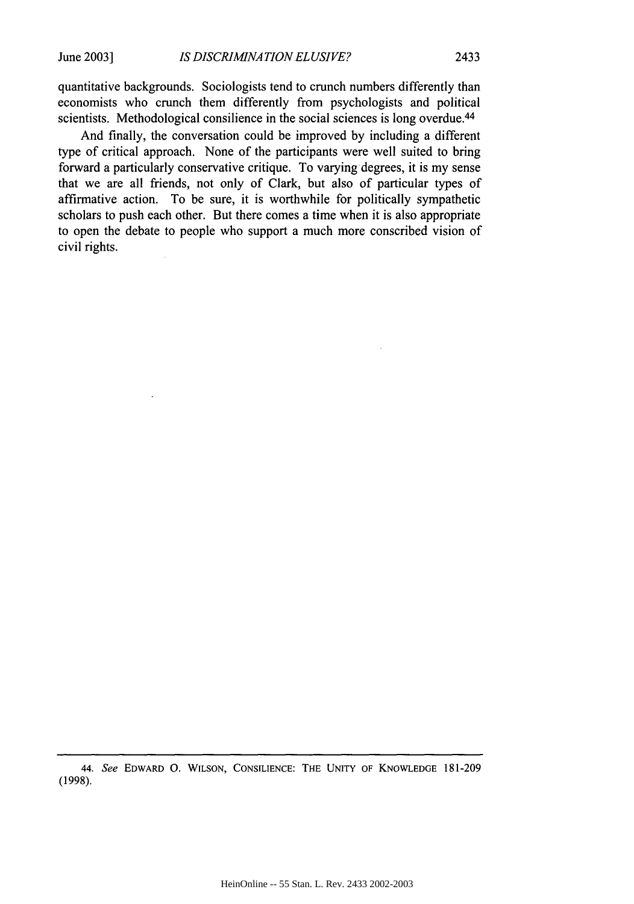quantitative backgrounds. Sociologists tend to crunch numbers differently than economists who crunch them differently from psychologists and political scientists. Methodological consilience in the social sciences is long overdue.[44]

And finally, the conversation could be improved by including a different type of critical approach. None of the participants were well suited to bring forward a particularly conservative critique. To varying degrees, it is my sense that we are all friends, not only of Clark, but also of particular types of affirmative action. To be sure, it is worthwhile for politically sympathetic scholars to push each other. But there comes a time when it is also appropriate to open the debate to people who support a much more conscribed vision of civil rights.

---

44. *See* EDWARD O. WILSON, CONSILIENCE: THE UNITY OF KNOWLEDGE 181-209 (1998).